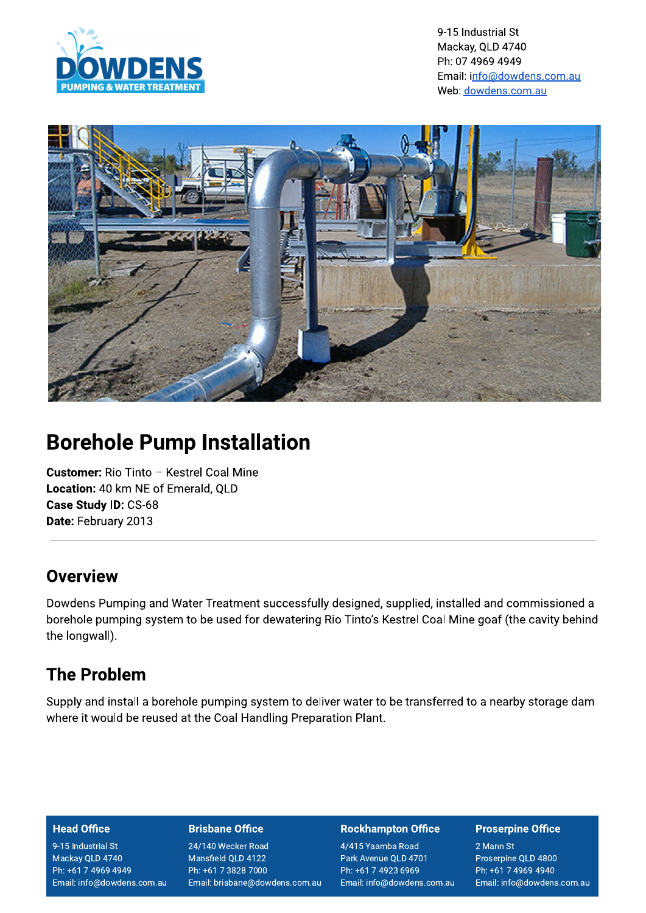9-15 Industrial St
Mackay, QLD 4740
Ph: 07 4969 4949
Email: info@dowdens.com.au
Web: dowdens.com.au

# Borehole Pump Installation

**Customer:** Rio Tinto – Kestrel Coal Mine
**Location:** 40 km NE of Emerald, QLD
**Case Study ID:** CS-68
**Date:** February 2013

---

## Overview

Dowdens Pumping and Water Treatment successfully designed, supplied, installed and commissioned a borehole pumping system to be used for dewatering Rio Tinto's Kestrel Coal Mine goaf (the cavity behind the longwall).

## The Problem

Supply and install a borehole pumping system to deliver water to be transferred to a nearby storage dam where it would be reused at the Coal Handling Preparation Plant.

**Head Office**
9-15 Industrial St
Mackay QLD 4740
Ph: +61 7 4969 4949
Email: info@dowdens.com.au

**Brisbane Office**
24/140 Wecker Road
Mansfield QLD 4122
Ph: +61 7 3828 7000
Email: brisbane@dowdens.com.au

**Rockhampton Office**
4/415 Yaamba Road
Park Avenue QLD 4701
Ph: +61 7 4923 6969
Email: info@dowdens.com.au

**Proserpine Office**
2 Mann St
Proserpine QLD 4800
Ph: +61 7 4969 4940
Email: info@dowdens.com.au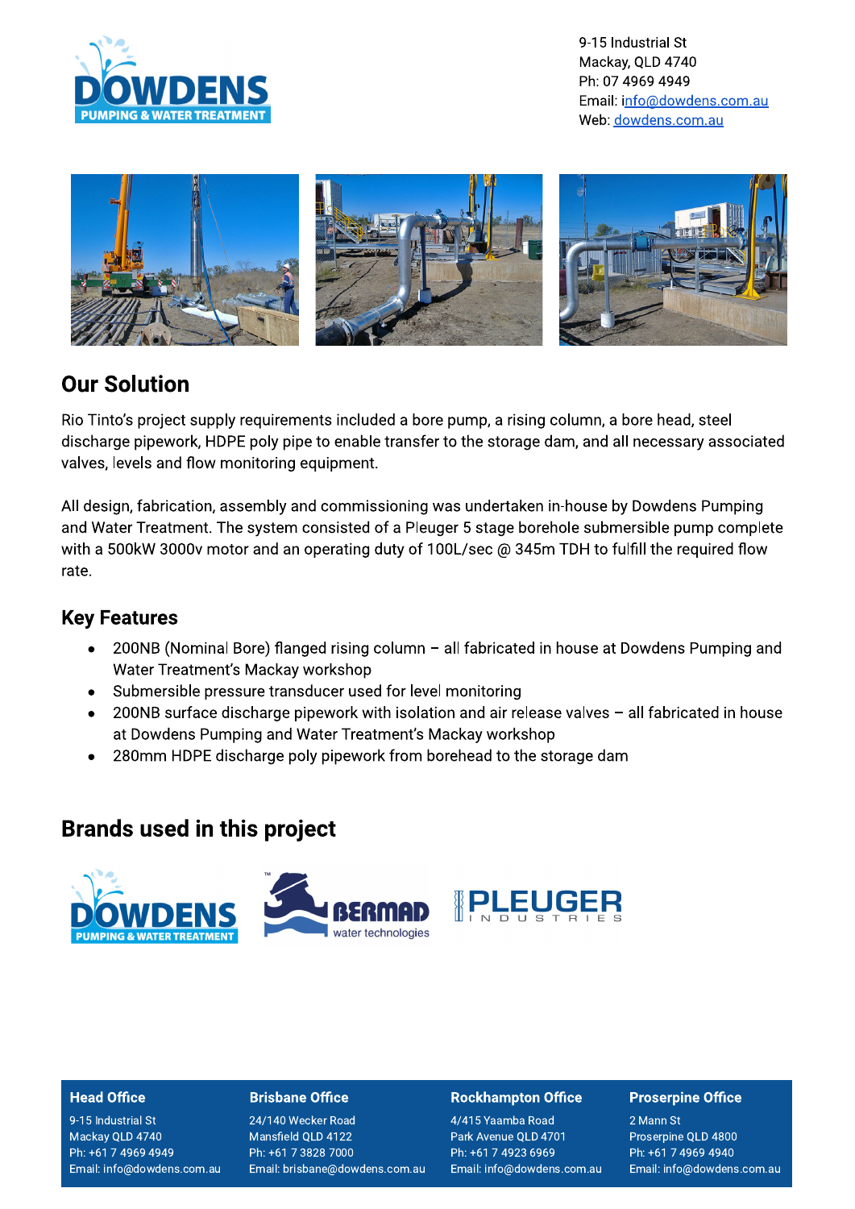9-15 Industrial St
Mackay, QLD 4740
Ph: 07 4969 4949
Email: info@dowdens.com.au
Web: dowdens.com.au

## Our Solution

Rio Tinto's project supply requirements included a bore pump, a rising column, a bore head, steel discharge pipework, HDPE poly pipe to enable transfer to the storage dam, and all necessary associated valves, levels and flow monitoring equipment.

All design, fabrication, assembly and commissioning was undertaken in-house by Dowdens Pumping and Water Treatment. The system consisted of a Pleuger 5 stage borehole submersible pump complete with a 500kW 3000v motor and an operating duty of 100L/sec @ 345m TDH to fulfill the required flow rate.

### Key Features

- 200NB (Nominal Bore) flanged rising column – all fabricated in house at Dowdens Pumping and Water Treatment's Mackay workshop
- Submersible pressure transducer used for level monitoring
- 200NB surface discharge pipework with isolation and air release valves – all fabricated in house at Dowdens Pumping and Water Treatment's Mackay workshop
- 280mm HDPE discharge poly pipework from borehead to the storage dam

## Brands used in this project

DOWDENS PUMPING & WATER TREATMENT

BERMAD water technologies

PLEUGER INDUSTRIES

**Head Office**
9-15 Industrial St
Mackay QLD 4740
Ph: +61 7 4969 4949
Email: info@dowdens.com.au

**Brisbane Office**
24/140 Wecker Road
Mansfield QLD 4122
Ph: +61 7 3828 7000
Email: brisbane@dowdens.com.au

**Rockhampton Office**
4/415 Yaamba Road
Park Avenue QLD 4701
Ph: +61 7 4923 6969
Email: info@dowdens.com.au

**Proserpine Office**
2 Mann St
Proserpine QLD 4800
Ph: +61 7 4969 4940
Email: info@dowdens.com.au